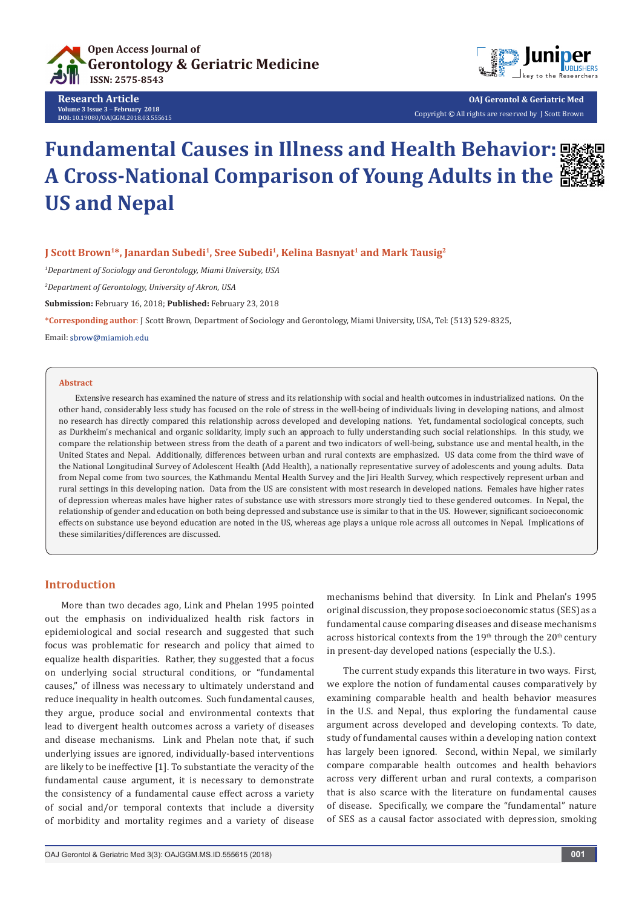Research Article

# Fundamental Causes in Illness and Health Behavior: A Cross-National Comparison of Young Adults in the US and Nepal

**J Scott Brown[1]*, Janardan Subedi[1], Sree Subedi[1], Kelina Basnyat[1] and Mark Tausig[2]**

[1]*Department of Sociology and Gerontology, Miami University, USA*

[2]*Department of Gerontology, University of Akron, USA*

**Submission:** February 16, 2018; **Published:** February 23, 2018

***Corresponding author:** J Scott Brown, Department of Sociology and Gerontology, Miami University, USA, Tel: (513) 529-8325,

Email: sbrow@miamioh.edu

## Abstract

Extensive research has examined the nature of stress and its relationship with social and health outcomes in industrialized nations. On the other hand, considerably less study has focused on the role of stress in the well-being of individuals living in developing nations, and almost no research has directly compared this relationship across developed and developing nations. Yet, fundamental sociological concepts, such as Durkheim's mechanical and organic solidarity, imply such an approach to fully understanding such social relationships. In this study, we compare the relationship between stress from the death of a parent and two indicators of well-being, substance use and mental health, in the United States and Nepal. Additionally, differences between urban and rural contexts are emphasized. US data come from the third wave of the National Longitudinal Survey of Adolescent Health (Add Health), a nationally representative survey of adolescents and young adults. Data from Nepal come from two sources, the Kathmandu Mental Health Survey and the Jiri Health Survey, which respectively represent urban and rural settings in this developing nation. Data from the US are consistent with most research in developed nations. Females have higher rates of depression whereas males have higher rates of substance use with stressors more strongly tied to these gendered outcomes. In Nepal, the relationship of gender and education on both being depressed and substance use is similar to that in the US. However, significant socioeconomic effects on substance use beyond education are noted in the US, whereas age plays a unique role across all outcomes in Nepal. Implications of these similarities/differences are discussed.

## Introduction

More than two decades ago, Link and Phelan 1995 pointed out the emphasis on individualized health risk factors in epidemiological and social research and suggested that such focus was problematic for research and policy that aimed to equalize health disparities. Rather, they suggested that a focus on underlying social structural conditions, or "fundamental causes," of illness was necessary to ultimately understand and reduce inequality in health outcomes. Such fundamental causes, they argue, produce social and environmental contexts that lead to divergent health outcomes across a variety of diseases and disease mechanisms. Link and Phelan note that, if such underlying issues are ignored, individually-based interventions are likely to be ineffective [1]. To substantiate the veracity of the fundamental cause argument, it is necessary to demonstrate the consistency of a fundamental cause effect across a variety of social and/or temporal contexts that include a diversity of morbidity and mortality regimes and a variety of disease mechanisms behind that diversity. In Link and Phelan's 1995 original discussion, they propose socioeconomic status (SES) as a fundamental cause comparing diseases and disease mechanisms across historical contexts from the 19th through the 20th century in present-day developed nations (especially the U.S.).

The current study expands this literature in two ways. First, we explore the notion of fundamental causes comparatively by examining comparable health and health behavior measures in the U.S. and Nepal, thus exploring the fundamental cause argument across developed and developing contexts. To date, study of fundamental causes within a developing nation context has largely been ignored. Second, within Nepal, we similarly compare comparable health outcomes and health behaviors across very different urban and rural contexts, a comparison that is also scarce with the literature on fundamental causes of disease. Specifically, we compare the "fundamental" nature of SES as a causal factor associated with depression, smoking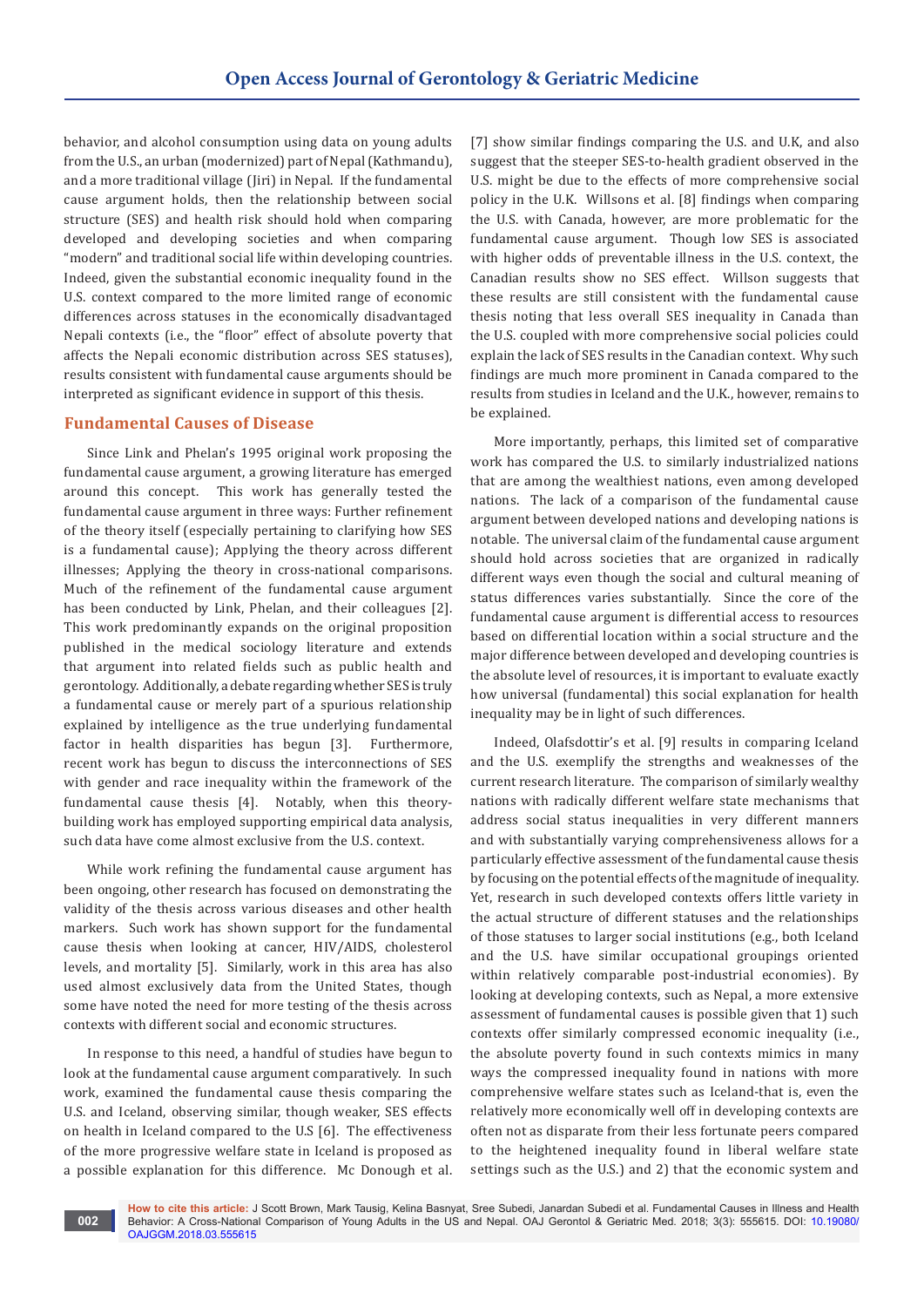behavior, and alcohol consumption using data on young adults from the U.S., an urban (modernized) part of Nepal (Kathmandu), and a more traditional village (Jiri) in Nepal. If the fundamental cause argument holds, then the relationship between social structure (SES) and health risk should hold when comparing developed and developing societies and when comparing "modern" and traditional social life within developing countries. Indeed, given the substantial economic inequality found in the U.S. context compared to the more limited range of economic differences across statuses in the economically disadvantaged Nepali contexts (i.e., the "floor" effect of absolute poverty that affects the Nepali economic distribution across SES statuses), results consistent with fundamental cause arguments should be interpreted as significant evidence in support of this thesis.

## Fundamental Causes of Disease

Since Link and Phelan's 1995 original work proposing the fundamental cause argument, a growing literature has emerged around this concept. This work has generally tested the fundamental cause argument in three ways: Further refinement of the theory itself (especially pertaining to clarifying how SES is a fundamental cause); Applying the theory across different illnesses; Applying the theory in cross-national comparisons. Much of the refinement of the fundamental cause argument has been conducted by Link, Phelan, and their colleagues [2]. This work predominantly expands on the original proposition published in the medical sociology literature and extends that argument into related fields such as public health and gerontology. Additionally, a debate regarding whether SES is truly a fundamental cause or merely part of a spurious relationship explained by intelligence as the true underlying fundamental factor in health disparities has begun [3]. Furthermore, recent work has begun to discuss the interconnections of SES with gender and race inequality within the framework of the fundamental cause thesis [4]. Notably, when this theory-building work has employed supporting empirical data analysis, such data have come almost exclusive from the U.S. context.

While work refining the fundamental cause argument has been ongoing, other research has focused on demonstrating the validity of the thesis across various diseases and other health markers. Such work has shown support for the fundamental cause thesis when looking at cancer, HIV/AIDS, cholesterol levels, and mortality [5]. Similarly, work in this area has also used almost exclusively data from the United States, though some have noted the need for more testing of the thesis across contexts with different social and economic structures.

In response to this need, a handful of studies have begun to look at the fundamental cause argument comparatively. In such work, examined the fundamental cause thesis comparing the U.S. and Iceland, observing similar, though weaker, SES effects on health in Iceland compared to the U.S [6]. The effectiveness of the more progressive welfare state in Iceland is proposed as a possible explanation for this difference. Mc Donough et al. [7] show similar findings comparing the U.S. and U.K, and also suggest that the steeper SES-to-health gradient observed in the U.S. might be due to the effects of more comprehensive social policy in the U.K. Willsons et al. [8] findings when comparing the U.S. with Canada, however, are more problematic for the fundamental cause argument. Though low SES is associated with higher odds of preventable illness in the U.S. context, the Canadian results show no SES effect. Willson suggests that these results are still consistent with the fundamental cause thesis noting that less overall SES inequality in Canada than the U.S. coupled with more comprehensive social policies could explain the lack of SES results in the Canadian context. Why such findings are much more prominent in Canada compared to the results from studies in Iceland and the U.K., however, remains to be explained.

More importantly, perhaps, this limited set of comparative work has compared the U.S. to similarly industrialized nations that are among the wealthiest nations, even among developed nations. The lack of a comparison of the fundamental cause argument between developed nations and developing nations is notable. The universal claim of the fundamental cause argument should hold across societies that are organized in radically different ways even though the social and cultural meaning of status differences varies substantially. Since the core of the fundamental cause argument is differential access to resources based on differential location within a social structure and the major difference between developed and developing countries is the absolute level of resources, it is important to evaluate exactly how universal (fundamental) this social explanation for health inequality may be in light of such differences.

Indeed, Olafsdottir's et al. [9] results in comparing Iceland and the U.S. exemplify the strengths and weaknesses of the current research literature. The comparison of similarly wealthy nations with radically different welfare state mechanisms that address social status inequalities in very different manners and with substantially varying comprehensiveness allows for a particularly effective assessment of the fundamental cause thesis by focusing on the potential effects of the magnitude of inequality. Yet, research in such developed contexts offers little variety in the actual structure of different statuses and the relationships of those statuses to larger social institutions (e.g., both Iceland and the U.S. have similar occupational groupings oriented within relatively comparable post-industrial economies). By looking at developing contexts, such as Nepal, a more extensive assessment of fundamental causes is possible given that 1) such contexts offer similarly compressed economic inequality (i.e., the absolute poverty found in such contexts mimics in many ways the compressed inequality found in nations with more comprehensive welfare states such as Iceland-that is, even the relatively more economically well off in developing contexts are often not as disparate from their less fortunate peers compared to the heightened inequality found in liberal welfare state settings such as the U.S.) and 2) that the economic system and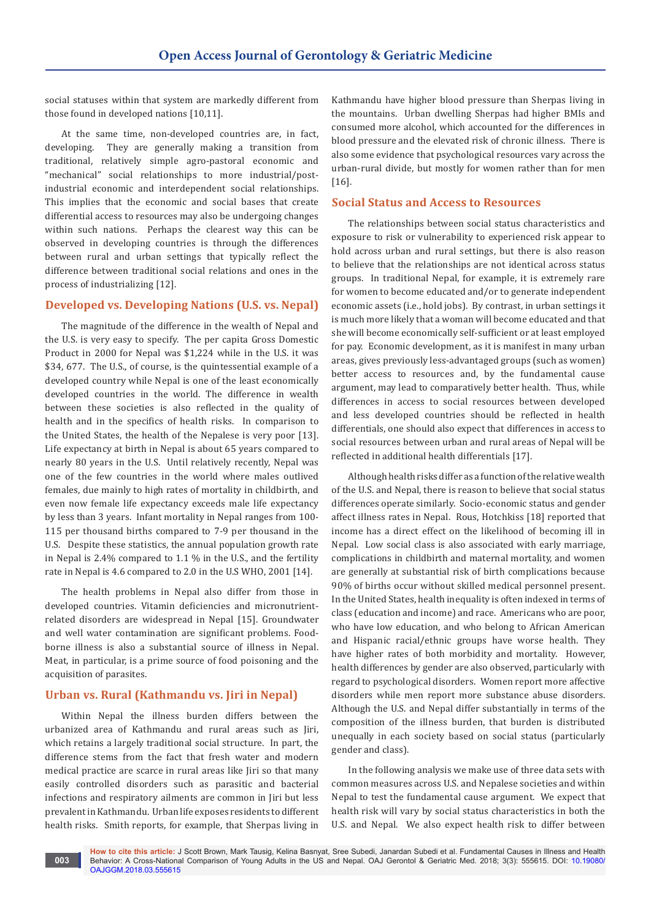social statuses within that system are markedly different from those found in developed nations [10,11].

At the same time, non-developed countries are, in fact, developing. They are generally making a transition from traditional, relatively simple agro-pastoral economic and "mechanical" social relationships to more industrial/post-industrial economic and interdependent social relationships. This implies that the economic and social bases that create differential access to resources may also be undergoing changes within such nations. Perhaps the clearest way this can be observed in developing countries is through the differences between rural and urban settings that typically reflect the difference between traditional social relations and ones in the process of industrializing [12].

## Developed vs. Developing Nations (U.S. vs. Nepal)

The magnitude of the difference in the wealth of Nepal and the U.S. is very easy to specify. The per capita Gross Domestic Product in 2000 for Nepal was $1,224 while in the U.S. it was $34, 677. The U.S., of course, is the quintessential example of a developed country while Nepal is one of the least economically developed countries in the world. The difference in wealth between these societies is also reflected in the quality of health and in the specifics of health risks. In comparison to the United States, the health of the Nepalese is very poor [13]. Life expectancy at birth in Nepal is about 65 years compared to nearly 80 years in the U.S. Until relatively recently, Nepal was one of the few countries in the world where males outlived females, due mainly to high rates of mortality in childbirth, and even now female life expectancy exceeds male life expectancy by less than 3 years. Infant mortality in Nepal ranges from 100-115 per thousand births compared to 7-9 per thousand in the U.S. Despite these statistics, the annual population growth rate in Nepal is 2.4% compared to 1.1 % in the U.S., and the fertility rate in Nepal is 4.6 compared to 2.0 in the U.S WHO, 2001 [14].

The health problems in Nepal also differ from those in developed countries. Vitamin deficiencies and micronutrient-related disorders are widespread in Nepal [15]. Groundwater and well water contamination are significant problems. Food-borne illness is also a substantial source of illness in Nepal. Meat, in particular, is a prime source of food poisoning and the acquisition of parasites.

## Urban vs. Rural (Kathmandu vs. Jiri in Nepal)

Within Nepal the illness burden differs between the urbanized area of Kathmandu and rural areas such as Jiri, which retains a largely traditional social structure. In part, the difference stems from the fact that fresh water and modern medical practice are scarce in rural areas like Jiri so that many easily controlled disorders such as parasitic and bacterial infections and respiratory ailments are common in Jiri but less prevalent in Kathmandu. Urban life exposes residents to different health risks. Smith reports, for example, that Sherpas living in Kathmandu have higher blood pressure than Sherpas living in the mountains. Urban dwelling Sherpas had higher BMIs and consumed more alcohol, which accounted for the differences in blood pressure and the elevated risk of chronic illness. There is also some evidence that psychological resources vary across the urban-rural divide, but mostly for women rather than for men [16].

## Social Status and Access to Resources

The relationships between social status characteristics and exposure to risk or vulnerability to experienced risk appear to hold across urban and rural settings, but there is also reason to believe that the relationships are not identical across status groups. In traditional Nepal, for example, it is extremely rare for women to become educated and/or to generate independent economic assets (i.e., hold jobs). By contrast, in urban settings it is much more likely that a woman will become educated and that she will become economically self-sufficient or at least employed for pay. Economic development, as it is manifest in many urban areas, gives previously less-advantaged groups (such as women) better access to resources and, by the fundamental cause argument, may lead to comparatively better health. Thus, while differences in access to social resources between developed and less developed countries should be reflected in health differentials, one should also expect that differences in access to social resources between urban and rural areas of Nepal will be reflected in additional health differentials [17].

Although health risks differ as a function of the relative wealth of the U.S. and Nepal, there is reason to believe that social status differences operate similarly. Socio-economic status and gender affect illness rates in Nepal. Rous, Hotchkiss [18] reported that income has a direct effect on the likelihood of becoming ill in Nepal. Low social class is also associated with early marriage, complications in childbirth and maternal mortality, and women are generally at substantial risk of birth complications because 90% of births occur without skilled medical personnel present. In the United States, health inequality is often indexed in terms of class (education and income) and race. Americans who are poor, who have low education, and who belong to African American and Hispanic racial/ethnic groups have worse health. They have higher rates of both morbidity and mortality. However, health differences by gender are also observed, particularly with regard to psychological disorders. Women report more affective disorders while men report more substance abuse disorders. Although the U.S. and Nepal differ substantially in terms of the composition of the illness burden, that burden is distributed unequally in each society based on social status (particularly gender and class).

In the following analysis we make use of three data sets with common measures across U.S. and Nepalese societies and within Nepal to test the fundamental cause argument. We expect that health risk will vary by social status characteristics in both the U.S. and Nepal. We also expect health risk to differ between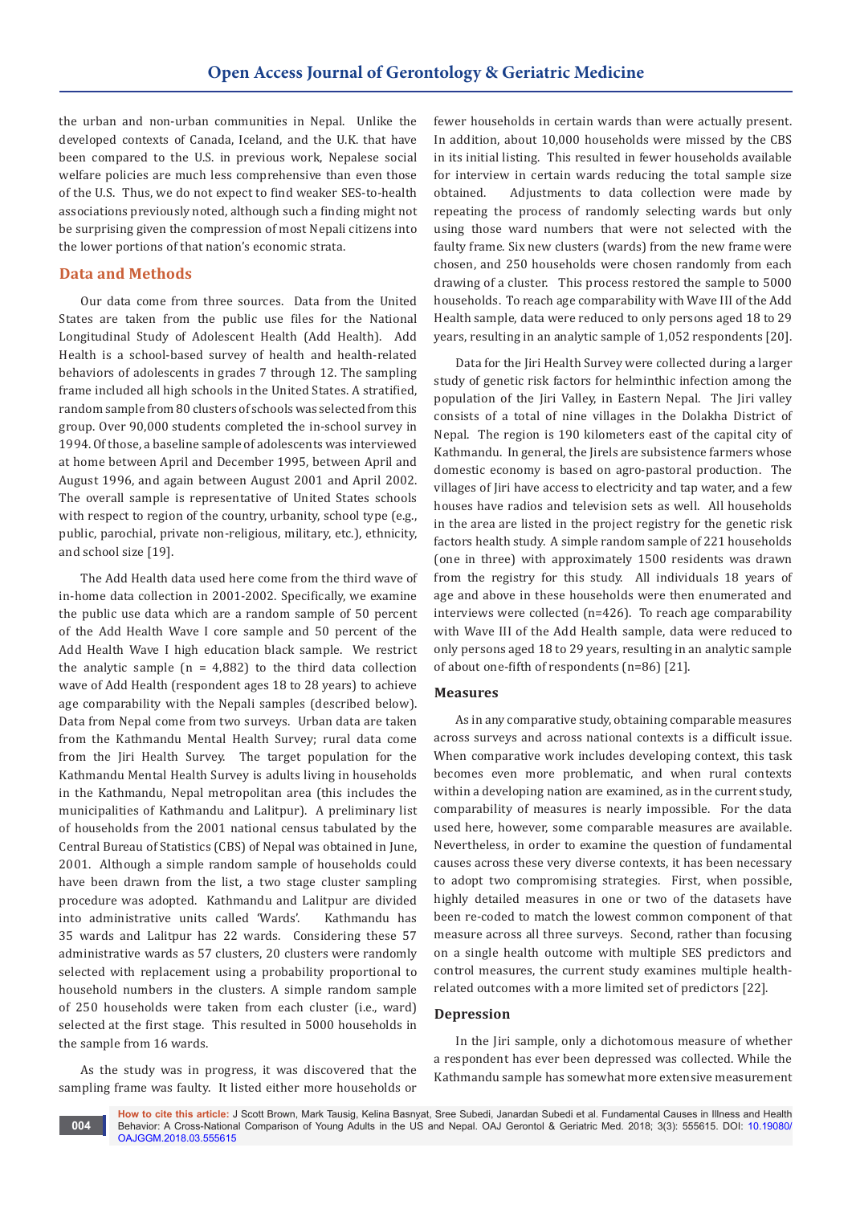the urban and non-urban communities in Nepal. Unlike the developed contexts of Canada, Iceland, and the U.K. that have been compared to the U.S. in previous work, Nepalese social welfare policies are much less comprehensive than even those of the U.S. Thus, we do not expect to find weaker SES-to-health associations previously noted, although such a finding might not be surprising given the compression of most Nepali citizens into the lower portions of that nation's economic strata.

## Data and Methods

Our data come from three sources. Data from the United States are taken from the public use files for the National Longitudinal Study of Adolescent Health (Add Health). Add Health is a school-based survey of health and health-related behaviors of adolescents in grades 7 through 12. The sampling frame included all high schools in the United States. A stratified, random sample from 80 clusters of schools was selected from this group. Over 90,000 students completed the in-school survey in 1994. Of those, a baseline sample of adolescents was interviewed at home between April and December 1995, between April and August 1996, and again between August 2001 and April 2002. The overall sample is representative of United States schools with respect to region of the country, urbanity, school type (e.g., public, parochial, private non-religious, military, etc.), ethnicity, and school size [19].

The Add Health data used here come from the third wave of in-home data collection in 2001-2002. Specifically, we examine the public use data which are a random sample of 50 percent of the Add Health Wave I core sample and 50 percent of the Add Health Wave I high education black sample. We restrict the analytic sample (n = 4,882) to the third data collection wave of Add Health (respondent ages 18 to 28 years) to achieve age comparability with the Nepali samples (described below). Data from Nepal come from two surveys. Urban data are taken from the Kathmandu Mental Health Survey; rural data come from the Jiri Health Survey. The target population for the Kathmandu Mental Health Survey is adults living in households in the Kathmandu, Nepal metropolitan area (this includes the municipalities of Kathmandu and Lalitpur). A preliminary list of households from the 2001 national census tabulated by the Central Bureau of Statistics (CBS) of Nepal was obtained in June, 2001. Although a simple random sample of households could have been drawn from the list, a two stage cluster sampling procedure was adopted. Kathmandu and Lalitpur are divided into administrative units called 'Wards'. Kathmandu has 35 wards and Lalitpur has 22 wards. Considering these 57 administrative wards as 57 clusters, 20 clusters were randomly selected with replacement using a probability proportional to household numbers in the clusters. A simple random sample of 250 households were taken from each cluster (i.e., ward) selected at the first stage. This resulted in 5000 households in the sample from 16 wards.

As the study was in progress, it was discovered that the sampling frame was faulty. It listed either more households or fewer households in certain wards than were actually present. In addition, about 10,000 households were missed by the CBS in its initial listing. This resulted in fewer households available for interview in certain wards reducing the total sample size obtained. Adjustments to data collection were made by repeating the process of randomly selecting wards but only using those ward numbers that were not selected with the faulty frame. Six new clusters (wards) from the new frame were chosen, and 250 households were chosen randomly from each drawing of a cluster. This process restored the sample to 5000 households. To reach age comparability with Wave III of the Add Health sample, data were reduced to only persons aged 18 to 29 years, resulting in an analytic sample of 1,052 respondents [20].

Data for the Jiri Health Survey were collected during a larger study of genetic risk factors for helminthic infection among the population of the Jiri Valley, in Eastern Nepal. The Jiri valley consists of a total of nine villages in the Dolakha District of Nepal. The region is 190 kilometers east of the capital city of Kathmandu. In general, the Jirels are subsistence farmers whose domestic economy is based on agro-pastoral production. The villages of Jiri have access to electricity and tap water, and a few houses have radios and television sets as well. All households in the area are listed in the project registry for the genetic risk factors health study. A simple random sample of 221 households (one in three) with approximately 1500 residents was drawn from the registry for this study. All individuals 18 years of age and above in these households were then enumerated and interviews were collected (n=426). To reach age comparability with Wave III of the Add Health sample, data were reduced to only persons aged 18 to 29 years, resulting in an analytic sample of about one-fifth of respondents (n=86) [21].

### Measures

As in any comparative study, obtaining comparable measures across surveys and across national contexts is a difficult issue. When comparative work includes developing context, this task becomes even more problematic, and when rural contexts within a developing nation are examined, as in the current study, comparability of measures is nearly impossible. For the data used here, however, some comparable measures are available. Nevertheless, in order to examine the question of fundamental causes across these very diverse contexts, it has been necessary to adopt two compromising strategies. First, when possible, highly detailed measures in one or two of the datasets have been re-coded to match the lowest common component of that measure across all three surveys. Second, rather than focusing on a single health outcome with multiple SES predictors and control measures, the current study examines multiple health-related outcomes with a more limited set of predictors [22].

### Depression

In the Jiri sample, only a dichotomous measure of whether a respondent has ever been depressed was collected. While the Kathmandu sample has somewhat more extensive measurement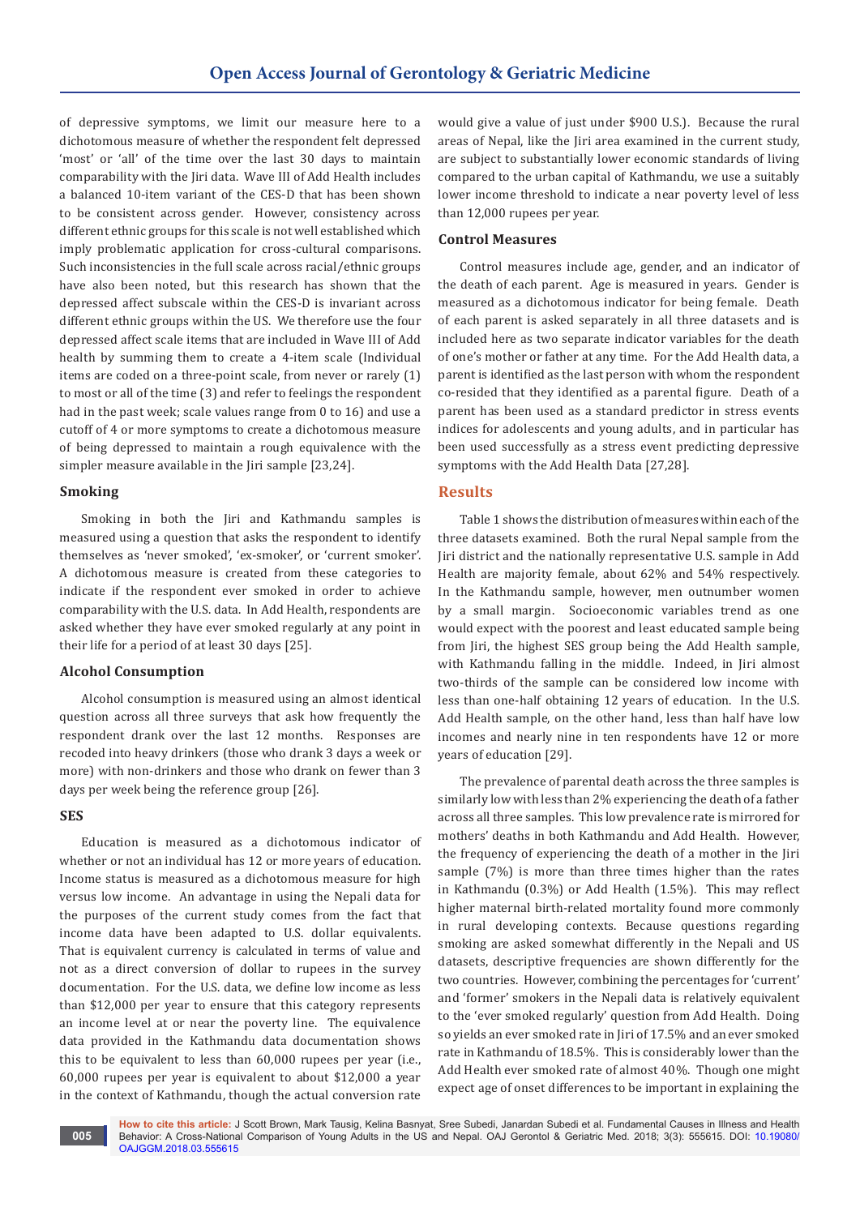of depressive symptoms, we limit our measure here to a dichotomous measure of whether the respondent felt depressed 'most' or 'all' of the time over the last 30 days to maintain comparability with the Jiri data. Wave III of Add Health includes a balanced 10-item variant of the CES-D that has been shown to be consistent across gender. However, consistency across different ethnic groups for this scale is not well established which imply problematic application for cross-cultural comparisons. Such inconsistencies in the full scale across racial/ethnic groups have also been noted, but this research has shown that the depressed affect subscale within the CES-D is invariant across different ethnic groups within the US. We therefore use the four depressed affect scale items that are included in Wave III of Add health by summing them to create a 4-item scale (Individual items are coded on a three-point scale, from never or rarely (1) to most or all of the time (3) and refer to feelings the respondent had in the past week; scale values range from 0 to 16) and use a cutoff of 4 or more symptoms to create a dichotomous measure of being depressed to maintain a rough equivalence with the simpler measure available in the Jiri sample [23,24].

### Smoking

Smoking in both the Jiri and Kathmandu samples is measured using a question that asks the respondent to identify themselves as 'never smoked', 'ex-smoker', or 'current smoker'. A dichotomous measure is created from these categories to indicate if the respondent ever smoked in order to achieve comparability with the U.S. data. In Add Health, respondents are asked whether they have ever smoked regularly at any point in their life for a period of at least 30 days [25].

### Alcohol Consumption

Alcohol consumption is measured using an almost identical question across all three surveys that ask how frequently the respondent drank over the last 12 months. Responses are recoded into heavy drinkers (those who drank 3 days a week or more) with non-drinkers and those who drank on fewer than 3 days per week being the reference group [26].

### SES

Education is measured as a dichotomous indicator of whether or not an individual has 12 or more years of education. Income status is measured as a dichotomous measure for high versus low income. An advantage in using the Nepali data for the purposes of the current study comes from the fact that income data have been adapted to U.S. dollar equivalents. That is equivalent currency is calculated in terms of value and not as a direct conversion of dollar to rupees in the survey documentation. For the U.S. data, we define low income as less than $12,000 per year to ensure that this category represents an income level at or near the poverty line. The equivalence data provided in the Kathmandu data documentation shows this to be equivalent to less than 60,000 rupees per year (i.e., 60,000 rupees per year is equivalent to about $12,000 a year in the context of Kathmandu, though the actual conversion rate would give a value of just under $900 U.S.). Because the rural areas of Nepal, like the Jiri area examined in the current study, are subject to substantially lower economic standards of living compared to the urban capital of Kathmandu, we use a suitably lower income threshold to indicate a near poverty level of less than 12,000 rupees per year.

### Control Measures

Control measures include age, gender, and an indicator of the death of each parent. Age is measured in years. Gender is measured as a dichotomous indicator for being female. Death of each parent is asked separately in all three datasets and is included here as two separate indicator variables for the death of one's mother or father at any time. For the Add Health data, a parent is identified as the last person with whom the respondent co-resided that they identified as a parental figure. Death of a parent has been used as a standard predictor in stress events indices for adolescents and young adults, and in particular has been used successfully as a stress event predicting depressive symptoms with the Add Health Data [27,28].

## Results

Table 1 shows the distribution of measures within each of the three datasets examined. Both the rural Nepal sample from the Jiri district and the nationally representative U.S. sample in Add Health are majority female, about 62% and 54% respectively. In the Kathmandu sample, however, men outnumber women by a small margin. Socioeconomic variables trend as one would expect with the poorest and least educated sample being from Jiri, the highest SES group being the Add Health sample, with Kathmandu falling in the middle. Indeed, in Jiri almost two-thirds of the sample can be considered low income with less than one-half obtaining 12 years of education. In the U.S. Add Health sample, on the other hand, less than half have low incomes and nearly nine in ten respondents have 12 or more years of education [29].

The prevalence of parental death across the three samples is similarly low with less than 2% experiencing the death of a father across all three samples. This low prevalence rate is mirrored for mothers' deaths in both Kathmandu and Add Health. However, the frequency of experiencing the death of a mother in the Jiri sample (7%) is more than three times higher than the rates in Kathmandu (0.3%) or Add Health (1.5%). This may reflect higher maternal birth-related mortality found more commonly in rural developing contexts. Because questions regarding smoking are asked somewhat differently in the Nepali and US datasets, descriptive frequencies are shown differently for the two countries. However, combining the percentages for 'current' and 'former' smokers in the Nepali data is relatively equivalent to the 'ever smoked regularly' question from Add Health. Doing so yields an ever smoked rate in Jiri of 17.5% and an ever smoked rate in Kathmandu of 18.5%. This is considerably lower than the Add Health ever smoked rate of almost 40%. Though one might expect age of onset differences to be important in explaining the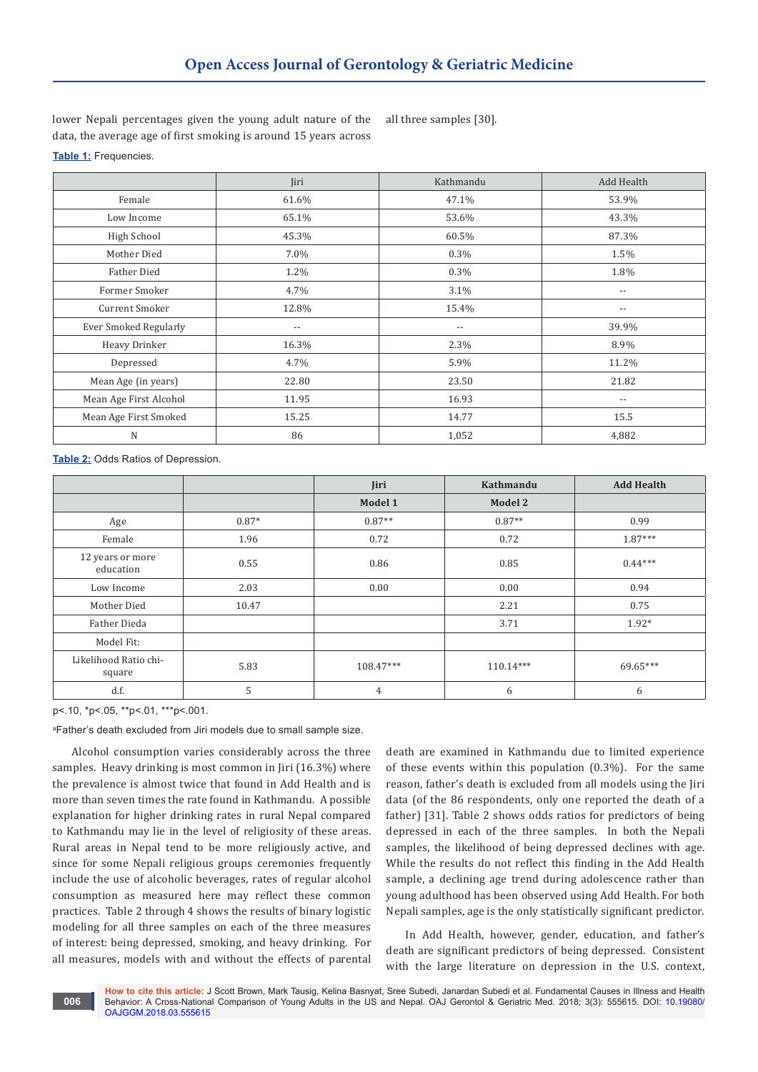lower Nepali percentages given the young adult nature of the data, the average age of first smoking is around 15 years across all three samples [30].

**Table 1:** Frequencies.

| | Jiri | Kathmandu | Add Health |
|---|---|---|---|
| Female | 61.6% | 47.1% | 53.9% |
| Low Income | 65.1% | 53.6% | 43.3% |
| High School | 45.3% | 60.5% | 87.3% |
| Mother Died | 7.0% | 0.3% | 1.5% |
| Father Died | 1.2% | 0.3% | 1.8% |
| Former Smoker | 4.7% | 3.1% | -- |
| Current Smoker | 12.8% | 15.4% | -- |
| Ever Smoked Regularly | -- | -- | 39.9% |
| Heavy Drinker | 16.3% | 2.3% | 8.9% |
| Depressed | 4.7% | 5.9% | 11.2% |
| Mean Age (in years) | 22.80 | 23.50 | 21.82 |
| Mean Age First Alcohol | 11.95 | 16.93 | -- |
| Mean Age First Smoked | 15.25 | 14.77 | 15.5 |
| N | 86 | 1,052 | 4,882 |

**Table 2:** Odds Ratios of Depression.

| | | Jiri | Kathmandu | Add Health |
|---|---|---|---|---|
| | | Model 1 | Model 2 | |
| Age | 0.87* | 0.87** | 0.87** | 0.99 |
| Female | 1.96 | 0.72 | 0.72 | 1.87*** |
| 12 years or more education | 0.55 | 0.86 | 0.85 | 0.44*** |
| Low Income | 2.03 | 0.00 | 0.00 | 0.94 |
| Mother Died | 10.47 | | 2.21 | 0.75 |
| Father Died[a] | | | 3.71 | 1.92* |
| Model Fit: | | | | |
| Likelihood Ratio chi-square | 5.83 | 108.47*** | 110.14*** | 69.65*** |
| d.f. | 5 | 4 | 6 | 6 |

p<.10, *p<.05, **p<.01, ***p<.001.

[a]Father's death excluded from Jiri models due to small sample size.

Alcohol consumption varies considerably across the three samples. Heavy drinking is most common in Jiri (16.3%) where the prevalence is almost twice that found in Add Health and is more than seven times the rate found in Kathmandu. A possible explanation for higher drinking rates in rural Nepal compared to Kathmandu may lie in the level of religiosity of these areas. Rural areas in Nepal tend to be more religiously active, and since for some Nepali religious groups ceremonies frequently include the use of alcoholic beverages, rates of regular alcohol consumption as measured here may reflect these common practices. Table 2 through 4 shows the results of binary logistic modeling for all three samples on each of the three measures of interest: being depressed, smoking, and heavy drinking. For all measures, models with and without the effects of parental death are examined in Kathmandu due to limited experience of these events within this population (0.3%). For the same reason, father's death is excluded from all models using the Jiri data (of the 86 respondents, only one reported the death of a father) [31]. Table 2 shows odds ratios for predictors of being depressed in each of the three samples. In both the Nepali samples, the likelihood of being depressed declines with age. While the results do not reflect this finding in the Add Health sample, a declining age trend during adolescence rather than young adulthood has been observed using Add Health. For both Nepali samples, age is the only statistically significant predictor.

In Add Health, however, gender, education, and father's death are significant predictors of being depressed. Consistent with the large literature on depression in the U.S. context,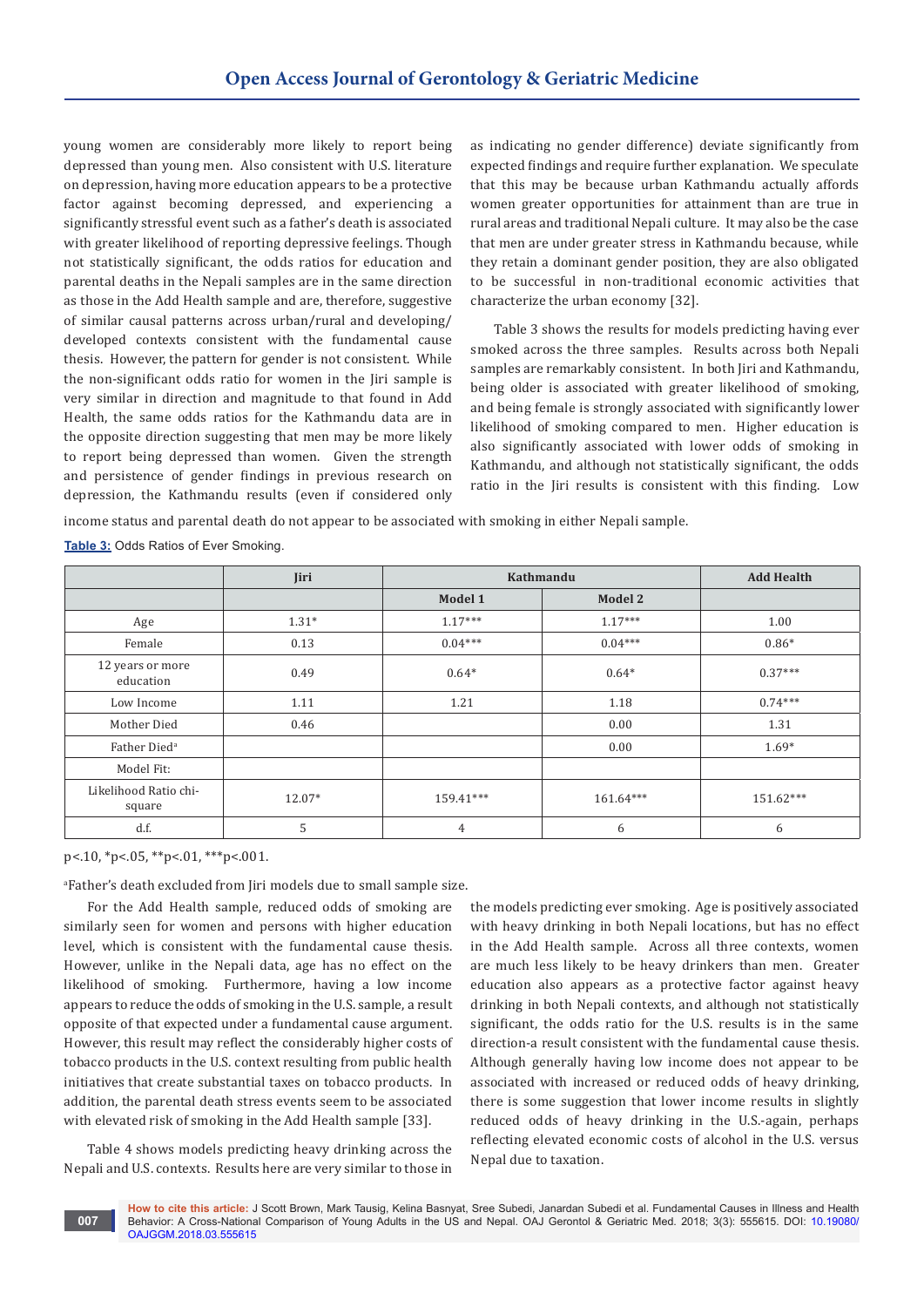young women are considerably more likely to report being depressed than young men. Also consistent with U.S. literature on depression, having more education appears to be a protective factor against becoming depressed, and experiencing a significantly stressful event such as a father's death is associated with greater likelihood of reporting depressive feelings. Though not statistically significant, the odds ratios for education and parental deaths in the Nepali samples are in the same direction as those in the Add Health sample and are, therefore, suggestive of similar causal patterns across urban/rural and developing/developed contexts consistent with the fundamental cause thesis. However, the pattern for gender is not consistent. While the non-significant odds ratio for women in the Jiri sample is very similar in direction and magnitude to that found in Add Health, the same odds ratios for the Kathmandu data are in the opposite direction suggesting that men may be more likely to report being depressed than women. Given the strength and persistence of gender findings in previous research on depression, the Kathmandu results (even if considered only as indicating no gender difference) deviate significantly from expected findings and require further explanation. We speculate that this may be because urban Kathmandu actually affords women greater opportunities for attainment than are true in rural areas and traditional Nepali culture. It may also be the case that men are under greater stress in Kathmandu because, while they retain a dominant gender position, they are also obligated to be successful in non-traditional economic activities that characterize the urban economy [32].

Table 3 shows the results for models predicting having ever smoked across the three samples. Results across both Nepali samples are remarkably consistent. In both Jiri and Kathmandu, being older is associated with greater likelihood of smoking, and being female is strongly associated with significantly lower likelihood of smoking compared to men. Higher education is also significantly associated with lower odds of smoking in Kathmandu, and although not statistically significant, the odds ratio in the Jiri results is consistent with this finding. Low income status and parental death do not appear to be associated with smoking in either Nepali sample.

**Table 3:** Odds Ratios of Ever Smoking.

| | Jiri | Kathmandu | | Add Health |
|---|---|---|---|---|
| | | Model 1 | Model 2 | |
| Age | 1.31* | 1.17*** | 1.17*** | 1.00 |
| Female | 0.13 | 0.04*** | 0.04*** | 0.86* |
| 12 years or more education | 0.49 | 0.64* | 0.64* | 0.37*** |
| Low Income | 1.11 | 1.21 | 1.18 | 0.74*** |
| Mother Died | 0.46 | | 0.00 | 1.31 |
| Father Died[a] | | | 0.00 | 1.69* |
| Model Fit: | | | | |
| Likelihood Ratio chi-square | 12.07* | 159.41*** | 161.64*** | 151.62*** |
| d.f. | 5 | 4 | 6 | 6 |

p<.10, *p<.05, **p<.01, ***p<.001.

[a]Father's death excluded from Jiri models due to small sample size.

For the Add Health sample, reduced odds of smoking are similarly seen for women and persons with higher education level, which is consistent with the fundamental cause thesis. However, unlike in the Nepali data, age has no effect on the likelihood of smoking. Furthermore, having a low income appears to reduce the odds of smoking in the U.S. sample, a result opposite of that expected under a fundamental cause argument. However, this result may reflect the considerably higher costs of tobacco products in the U.S. context resulting from public health initiatives that create substantial taxes on tobacco products. In addition, the parental death stress events seem to be associated with elevated risk of smoking in the Add Health sample [33].

Table 4 shows models predicting heavy drinking across the Nepali and U.S. contexts. Results here are very similar to those in the models predicting ever smoking. Age is positively associated with heavy drinking in both Nepali locations, but has no effect in the Add Health sample. Across all three contexts, women are much less likely to be heavy drinkers than men. Greater education also appears as a protective factor against heavy drinking in both Nepali contexts, and although not statistically significant, the odds ratio for the U.S. results is in the same direction-a result consistent with the fundamental cause thesis. Although generally having low income does not appear to be associated with increased or reduced odds of heavy drinking, there is some suggestion that lower income results in slightly reduced odds of heavy drinking in the U.S.-again, perhaps reflecting elevated economic costs of alcohol in the U.S. versus Nepal due to taxation.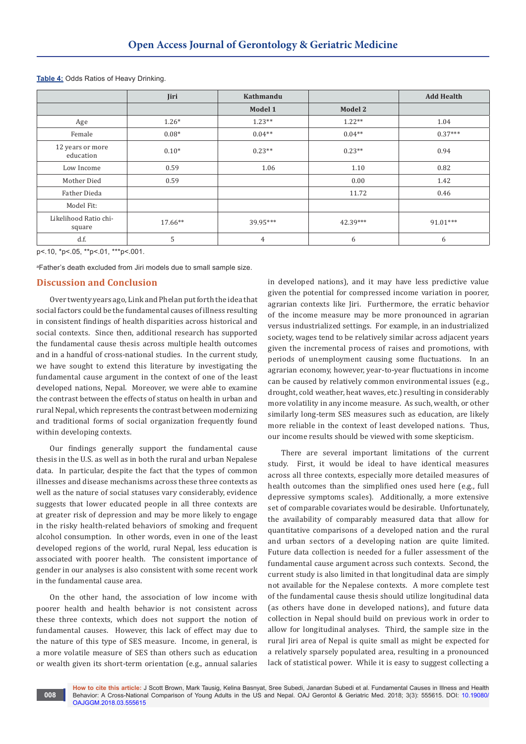**Table 4:** Odds Ratios of Heavy Drinking.

| | Jiri | Kathmandu | | Add Health |
|---|---|---|---|---|
| | | Model 1 | Model 2 | |
| Age | 1.26* | 1.23** | 1.22** | 1.04 |
| Female | 0.08* | 0.04** | 0.04** | 0.37*** |
| 12 years or more education | 0.10* | 0.23** | 0.23** | 0.94 |
| Low Income | 0.59 | 1.06 | 1.10 | 0.82 |
| Mother Died | 0.59 | | 0.00 | 1.42 |
| Father Dieda | | | 11.72 | 0.46 |
| Model Fit: | | | | |
| Likelihood Ratio chi-square | 17.66** | 39.95*** | 42.39*** | 91.01*** |
| d.f. | 5 | 4 | 6 | 6 |

p<.10, *p<.05, **p<.01, ***p<.001.

[a]Father's death excluded from Jiri models due to small sample size.

## Discussion and Conclusion

Over twenty years ago, Link and Phelan put forth the idea that social factors could be the fundamental causes of illness resulting in consistent findings of health disparities across historical and social contexts. Since then, additional research has supported the fundamental cause thesis across multiple health outcomes and in a handful of cross-national studies. In the current study, we have sought to extend this literature by investigating the fundamental cause argument in the context of one of the least developed nations, Nepal. Moreover, we were able to examine the contrast between the effects of status on health in urban and rural Nepal, which represents the contrast between modernizing and traditional forms of social organization frequently found within developing contexts.

Our findings generally support the fundamental cause thesis in the U.S. as well as in both the rural and urban Nepalese data. In particular, despite the fact that the types of common illnesses and disease mechanisms across these three contexts as well as the nature of social statuses vary considerably, evidence suggests that lower educated people in all three contexts are at greater risk of depression and may be more likely to engage in the risky health-related behaviors of smoking and frequent alcohol consumption. In other words, even in one of the least developed regions of the world, rural Nepal, less education is associated with poorer health. The consistent importance of gender in our analyses is also consistent with some recent work in the fundamental cause area.

On the other hand, the association of low income with poorer health and health behavior is not consistent across these three contexts, which does not support the notion of fundamental causes. However, this lack of effect may due to the nature of this type of SES measure. Income, in general, is a more volatile measure of SES than others such as education or wealth given its short-term orientation (e.g., annual salaries in developed nations), and it may have less predictive value given the potential for compressed income variation in poorer, agrarian contexts like Jiri. Furthermore, the erratic behavior of the income measure may be more pronounced in agrarian versus industrialized settings. For example, in an industrialized society, wages tend to be relatively similar across adjacent years given the incremental process of raises and promotions, with periods of unemployment causing some fluctuations. In an agrarian economy, however, year-to-year fluctuations in income can be caused by relatively common environmental issues (e.g., drought, cold weather, heat waves, etc.) resulting in considerably more volatility in any income measure. As such, wealth, or other similarly long-term SES measures such as education, are likely more reliable in the context of least developed nations. Thus, our income results should be viewed with some skepticism.

There are several important limitations of the current study. First, it would be ideal to have identical measures across all three contexts, especially more detailed measures of health outcomes than the simplified ones used here (e.g., full depressive symptoms scales). Additionally, a more extensive set of comparable covariates would be desirable. Unfortunately, the availability of comparably measured data that allow for quantitative comparisons of a developed nation and the rural and urban sectors of a developing nation are quite limited. Future data collection is needed for a fuller assessment of the fundamental cause argument across such contexts. Second, the current study is also limited in that longitudinal data are simply not available for the Nepalese contexts. A more complete test of the fundamental cause thesis should utilize longitudinal data (as others have done in developed nations), and future data collection in Nepal should build on previous work in order to allow for longitudinal analyses. Third, the sample size in the rural Jiri area of Nepal is quite small as might be expected for a relatively sparsely populated area, resulting in a pronounced lack of statistical power. While it is easy to suggest collecting a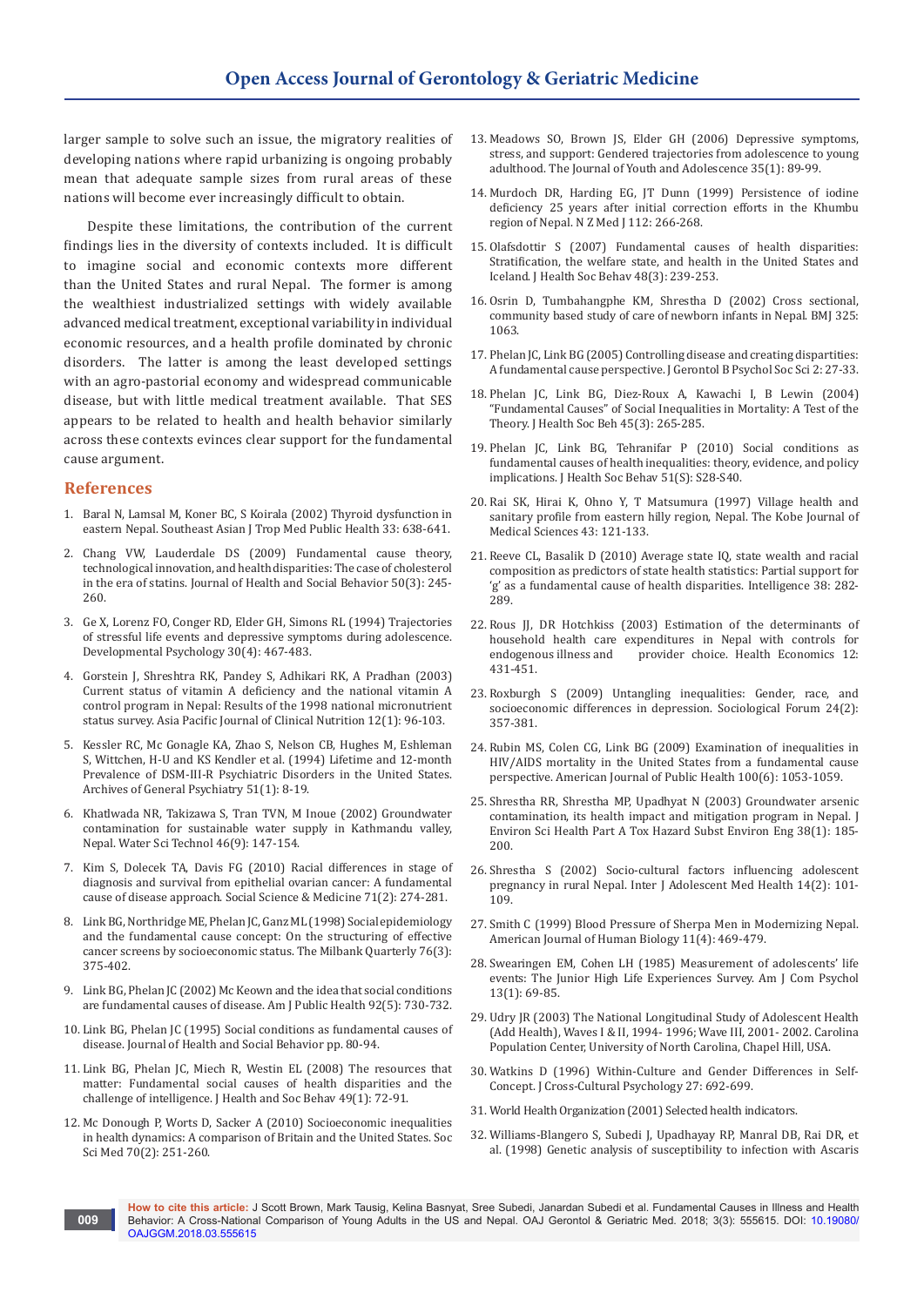larger sample to solve such an issue, the migratory realities of developing nations where rapid urbanizing is ongoing probably mean that adequate sample sizes from rural areas of these nations will become ever increasingly difficult to obtain.

Despite these limitations, the contribution of the current findings lies in the diversity of contexts included. It is difficult to imagine social and economic contexts more different than the United States and rural Nepal. The former is among the wealthiest industrialized settings with widely available advanced medical treatment, exceptional variability in individual economic resources, and a health profile dominated by chronic disorders. The latter is among the least developed settings with an agro-pastorial economy and widespread communicable disease, but with little medical treatment available. That SES appears to be related to health and health behavior similarly across these contexts evinces clear support for the fundamental cause argument.

## References

1. Baral N, Lamsal M, Koner BC, S Koirala (2002) Thyroid dysfunction in eastern Nepal. Southeast Asian J Trop Med Public Health 33: 638-641.
2. Chang VW, Lauderdale DS (2009) Fundamental cause theory, technological innovation, and health disparities: The case of cholesterol in the era of statins. Journal of Health and Social Behavior 50(3): 245-260.
3. Ge X, Lorenz FO, Conger RD, Elder GH, Simons RL (1994) Trajectories of stressful life events and depressive symptoms during adolescence. Developmental Psychology 30(4): 467-483.
4. Gorstein J, Shreshtra RK, Pandey S, Adhikari RK, A Pradhan (2003) Current status of vitamin A deficiency and the national vitamin A control program in Nepal: Results of the 1998 national micronutrient status survey. Asia Pacific Journal of Clinical Nutrition 12(1): 96-103.
5. Kessler RC, Mc Gonagle KA, Zhao S, Nelson CB, Hughes M, Eshleman S, Wittchen, H-U and KS Kendler et al. (1994) Lifetime and 12-month Prevalence of DSM-III-R Psychiatric Disorders in the United States. Archives of General Psychiatry 51(1): 8-19.
6. Khatlwada NR, Takizawa S, Tran TVN, M Inoue (2002) Groundwater contamination for sustainable water supply in Kathmandu valley, Nepal. Water Sci Technol 46(9): 147-154.
7. Kim S, Dolecek TA, Davis FG (2010) Racial differences in stage of diagnosis and survival from epithelial ovarian cancer: A fundamental cause of disease approach. Social Science & Medicine 71(2): 274-281.
8. Link BG, Northridge ME, Phelan JC, Ganz ML (1998) Social epidemiology and the fundamental cause concept: On the structuring of effective cancer screens by socioeconomic status. The Milbank Quarterly 76(3): 375-402.
9. Link BG, Phelan JC (2002) Mc Keown and the idea that social conditions are fundamental causes of disease. Am J Public Health 92(5): 730-732.
10. Link BG, Phelan JC (1995) Social conditions as fundamental causes of disease. Journal of Health and Social Behavior pp. 80-94.
11. Link BG, Phelan JC, Miech R, Westin EL (2008) The resources that matter: Fundamental social causes of health disparities and the challenge of intelligence. J Health and Soc Behav 49(1): 72-91.
12. Mc Donough P, Worts D, Sacker A (2010) Socioeconomic inequalities in health dynamics: A comparison of Britain and the United States. Soc Sci Med 70(2): 251-260.
13. Meadows SO, Brown JS, Elder GH (2006) Depressive symptoms, stress, and support: Gendered trajectories from adolescence to young adulthood. The Journal of Youth and Adolescence 35(1): 89-99.
14. Murdoch DR, Harding EG, JT Dunn (1999) Persistence of iodine deficiency 25 years after initial correction efforts in the Khumbu region of Nepal. N Z Med J 112: 266-268.
15. Olafsdottir S (2007) Fundamental causes of health disparities: Stratification, the welfare state, and health in the United States and Iceland. J Health Soc Behav 48(3): 239-253.
16. Osrin D, Tumbahangphe KM, Shrestha D (2002) Cross sectional, community based study of care of newborn infants in Nepal. BMJ 325: 1063.
17. Phelan JC, Link BG (2005) Controlling disease and creating disparities: A fundamental cause perspective. J Gerontol B Psychol Soc Sci 2: 27-33.
18. Phelan JC, Link BG, Diez-Roux A, Kawachi I, B Lewin (2004) "Fundamental Causes" of Social Inequalities in Mortality: A Test of the Theory. J Health Soc Beh 45(3): 265-285.
19. Phelan JC, Link BG, Tehranifar P (2010) Social conditions as fundamental causes of health inequalities: theory, evidence, and policy implications. J Health Soc Behav 51(S): S28-S40.
20. Rai SK, Hirai K, Ohno Y, T Matsumura (1997) Village health and sanitary profile from eastern hilly region, Nepal. The Kobe Journal of Medical Sciences 43: 121-133.
21. Reeve CL, Basalik D (2010) Average state IQ, state wealth and racial composition as predictors of state health statistics: Partial support for 'g' as a fundamental cause of health disparities. Intelligence 38: 282-289.
22. Rous JJ, DR Hotchkiss (2003) Estimation of the determinants of household health care expenditures in Nepal with controls for endogenous illness and provider choice. Health Economics 12: 431-451.
23. Roxburgh S (2009) Untangling inequalities: Gender, race, and socioeconomic differences in depression. Sociological Forum 24(2): 357-381.
24. Rubin MS, Colen CG, Link BG (2009) Examination of inequalities in HIV/AIDS mortality in the United States from a fundamental cause perspective. American Journal of Public Health 100(6): 1053-1059.
25. Shrestha RR, Shrestha MP, Upadhyat N (2003) Groundwater arsenic contamination, its health impact and mitigation program in Nepal. J Environ Sci Health Part A Tox Hazard Subst Environ Eng 38(1): 185-200.
26. Shrestha S (2002) Socio-cultural factors influencing adolescent pregnancy in rural Nepal. Inter J Adolescent Med Health 14(2): 101-109.
27. Smith C (1999) Blood Pressure of Sherpa Men in Modernizing Nepal. American Journal of Human Biology 11(4): 469-479.
28. Swearingen EM, Cohen LH (1985) Measurement of adolescents' life events: The Junior High Life Experiences Survey. Am J Com Psychol 13(1): 69-85.
29. Udry JR (2003) The National Longitudinal Study of Adolescent Health (Add Health), Waves I & II, 1994- 1996; Wave III, 2001- 2002. Carolina Population Center, University of North Carolina, Chapel Hill, USA.
30. Watkins D (1996) Within-Culture and Gender Differences in Self-Concept. J Cross-Cultural Psychology 27: 692-699.
31. World Health Organization (2001) Selected health indicators.
32. Williams-Blangero S, Subedi J, Upadhayay RP, Manral DB, Rai DR, et al. (1998) Genetic analysis of susceptibility to infection with Ascaris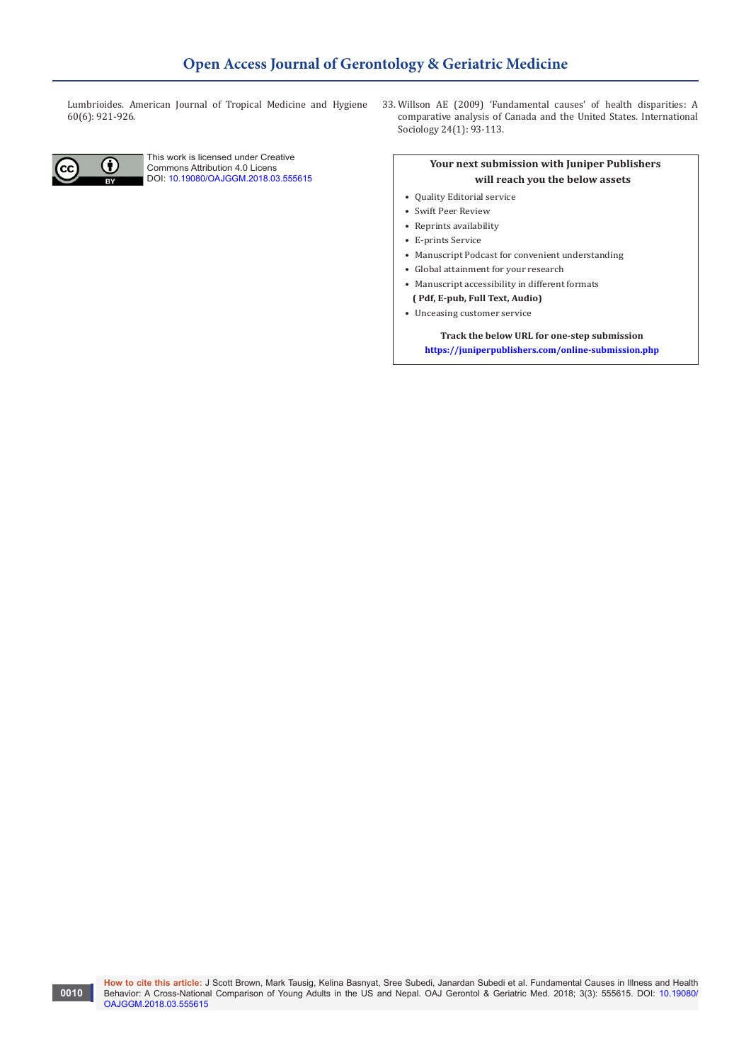Lumbrioides. American Journal of Tropical Medicine and Hygiene 60(6): 921-926.

33. Willson AE (2009) 'Fundamental causes' of health disparities: A comparative analysis of Canada and the United States. International Sociology 24(1): 93-113.

This work is licensed under Creative Commons Attribution 4.0 Licens
DOI: 10.19080/OAJGGM.2018.03.555615

**Your next submission with Juniper Publishers will reach you the below assets**

- Quality Editorial service
- Swift Peer Review
- Reprints availability
- E-prints Service
- Manuscript Podcast for convenient understanding
- Global attainment for your research
- Manuscript accessibility in different formats
  **( Pdf, E-pub, Full Text, Audio)**
- Unceasing customer service

**Track the below URL for one-step submission**
**https://juniperpublishers.com/online-submission.php**

**How to cite this article:** J Scott Brown, Mark Tausig, Kelina Basnyat, Sree Subedi, Janardan Subedi et al. Fundamental Causes in Illness and Health Behavior: A Cross-National Comparison of Young Adults in the US and Nepal. OAJ Gerontol & Geriatric Med. 2018; 3(3): 555615. DOI: 10.19080/OAJGGM.2018.03.555615